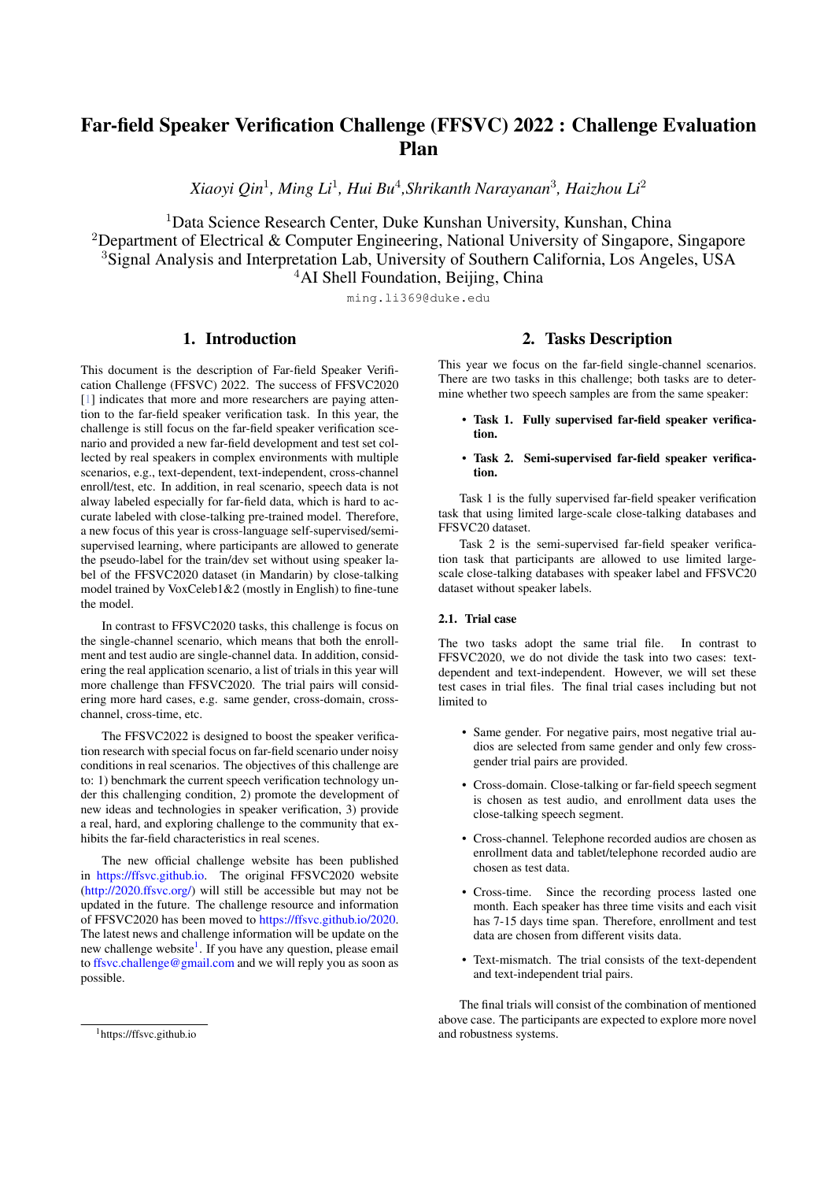# Far-field Speaker Verification Challenge (FFSVC) 2022 : Challenge Evaluation Plan

*Xiaoyi Qin*[1], *Ming Li*[1], *Hui Bu*[4],*Shrikanth Narayanan*[3], *Haizhou Li*[2]

[1]Data Science Research Center, Duke Kunshan University, Kunshan, China
[2]Department of Electrical & Computer Engineering, National University of Singapore, Singapore
[3]Signal Analysis and Interpretation Lab, University of Southern California, Los Angeles, USA
[4]AI Shell Foundation, Beijing, China

ming.li369@duke.edu

## 1. Introduction

This document is the description of Far-field Speaker Verification Challenge (FFSVC) 2022. The success of FFSVC2020 [1] indicates that more and more researchers are paying attention to the far-field speaker verification task. In this year, the challenge is still focus on the far-field speaker verification scenario and provided a new far-field development and test set collected by real speakers in complex environments with multiple scenarios, e.g., text-dependent, text-independent, cross-channel enroll/test, etc. In addition, in real scenario, speech data is not alway labeled especially for far-field data, which is hard to accurate labeled with close-talking pre-trained model. Therefore, a new focus of this year is cross-language self-supervised/semi-supervised learning, where participants are allowed to generate the pseudo-label for the train/dev set without using speaker label of the FFSVC2020 dataset (in Mandarin) by close-talking model trained by VoxCeleb1&2 (mostly in English) to fine-tune the model.

In contrast to FFSVC2020 tasks, this challenge is focus on the single-channel scenario, which means that both the enrollment and test audio are single-channel data. In addition, considering the real application scenario, a list of trials in this year will more challenge than FFSVC2020. The trial pairs will considering more hard cases, e.g. same gender, cross-domain, cross-channel, cross-time, etc.

The FFSVC2022 is designed to boost the speaker verification research with special focus on far-field scenario under noisy conditions in real scenarios. The objectives of this challenge are to: 1) benchmark the current speech verification technology under this challenging condition, 2) promote the development of new ideas and technologies in speaker verification, 3) provide a real, hard, and exploring challenge to the community that exhibits the far-field characteristics in real scenes.

The new official challenge website has been published in https://ffsvc.github.io. The original FFSVC2020 website (http://2020.ffsvc.org/) will still be accessible but may not be updated in the future. The challenge resource and information of FFSVC2020 has been moved to https://ffsvc.github.io/2020. The latest news and challenge information will be update on the new challenge website[1]. If you have any question, please email to ffsvc.challenge@gmail.com and we will reply you as soon as possible.

[1]https://ffsvc.github.io

## 2. Tasks Description

This year we focus on the far-field single-channel scenarios. There are two tasks in this challenge; both tasks are to determine whether two speech samples are from the same speaker:

- **Task 1. Fully supervised far-field speaker verification.**
- **Task 2. Semi-supervised far-field speaker verification.**

Task 1 is the fully supervised far-field speaker verification task that using limited large-scale close-talking databases and FFSVC20 dataset.

Task 2 is the semi-supervised far-field speaker verification task that participants are allowed to use limited large-scale close-talking databases with speaker label and FFSVC20 dataset without speaker labels.

### 2.1. Trial case

The two tasks adopt the same trial file. In contrast to FFSVC2020, we do not divide the task into two cases: text-dependent and text-independent. However, we will set these test cases in trial files. The final trial cases including but not limited to

- Same gender. For negative pairs, most negative trial audios are selected from same gender and only few cross-gender trial pairs are provided.
- Cross-domain. Close-talking or far-field speech segment is chosen as test audio, and enrollment data uses the close-talking speech segment.
- Cross-channel. Telephone recorded audios are chosen as enrollment data and tablet/telephone recorded audio are chosen as test data.
- Cross-time. Since the recording process lasted one month. Each speaker has three time visits and each visit has 7-15 days time span. Therefore, enrollment and test data are chosen from different visits data.
- Text-mismatch. The trial consists of the text-dependent and text-independent trial pairs.

The final trials will consist of the combination of mentioned above case. The participants are expected to explore more novel and robustness systems.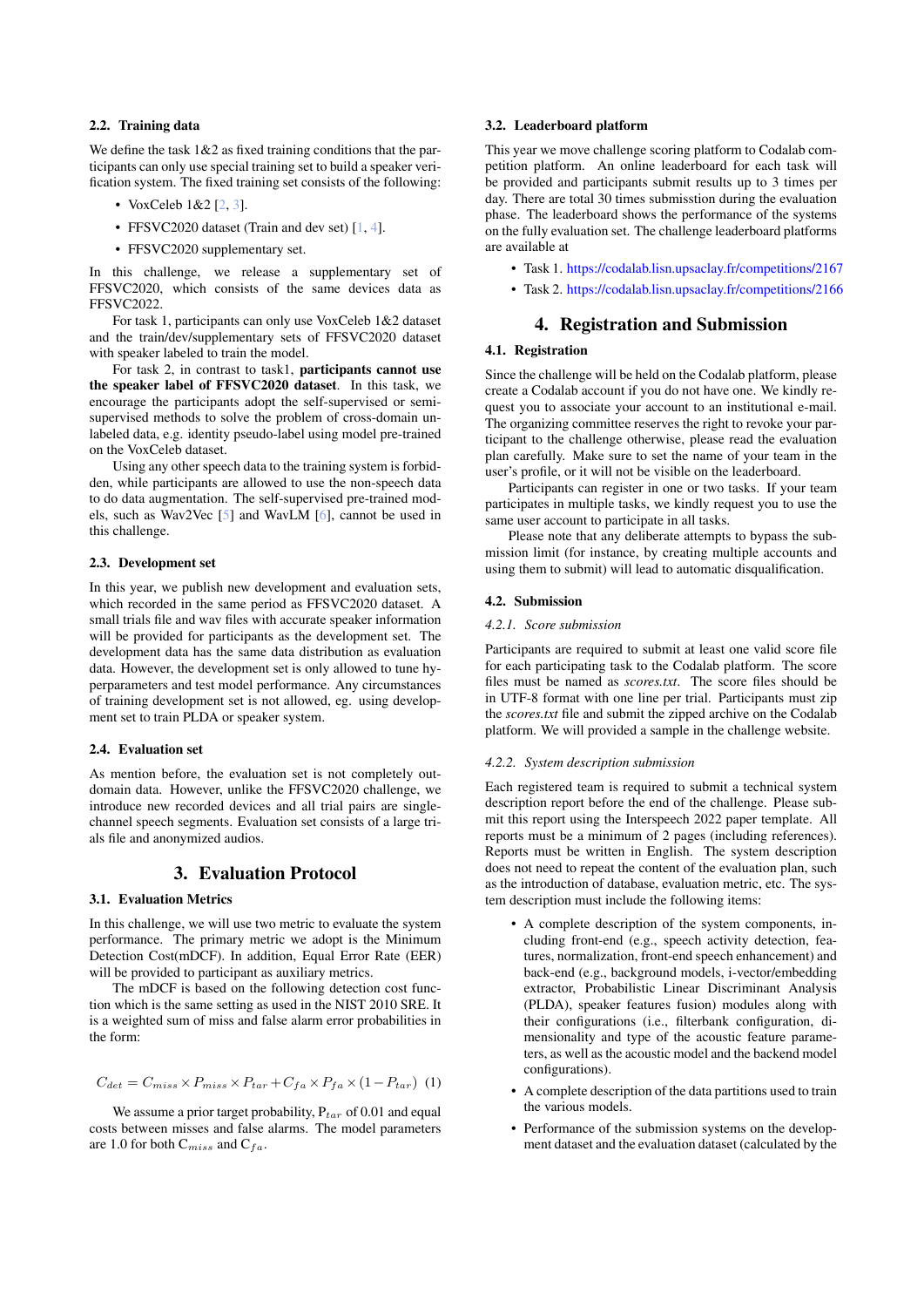### 2.2. Training data

We define the task 1&2 as fixed training conditions that the participants can only use special training set to build a speaker verification system. The fixed training set consists of the following:

- VoxCeleb 1&2 [2, 3].
- FFSVC2020 dataset (Train and dev set) [1, 4].
- FFSVC2020 supplementery set.

In this challenge, we release a supplementary set of FFSVC2020, which consists of the same devices data as FFSVC2022.

For task 1, participants can only use VoxCeleb 1&2 dataset and the train/dev/supplementary sets of FFSVC2020 dataset with speaker labeled to train the model.

For task 2, in contrast to task1, **participants cannot use the speaker label of FFSVC2020 dataset**. In this task, we encourage the participants adopt the self-supervised or semi-supervised methods to solve the problem of cross-domain unlabeled data, e.g. identity pseudo-label using model pre-trained on the VoxCeleb dataset.

Using any other speech data to the training system is forbidden, while participants are allowed to use the non-speech data to do data augmentation. The self-supervised pre-trained models, such as Wav2Vec [5] and WavLM [6], cannot be used in this challenge.

### 2.3. Development set

In this year, we publish new development and evaluation sets, which recorded in the same period as FFSVC2020 dataset. A small trials file and wav files with accurate speaker information will be provided for participants as the development set. The development data has the same data distribution as evaluation data. However, the development set is only allowed to tune hyperparameters and test model performance. Any circumstances of training development set is not allowed, eg. using development set to train PLDA or speaker system.

### 2.4. Evaluation set

As mention before, the evaluation set is not completely out-domain data. However, unlike the FFSVC2020 challenge, we introduce new recorded devices and all trial pairs are single-channel speech segments. Evaluation set consists of a large trials file and anonymized audios.

## 3. Evaluation Protocol

### 3.1. Evaluation Metrics

In this challenge, we will use two metric to evaluate the system performance. The primary metric we adopt is the Minimum Detection Cost(mDCF). In addition, Equal Error Rate (EER) will be provided to participant as auxiliary metrics.

The mDCF is based on the following detection cost function which is the same setting as used in the NIST 2010 SRE. It is a weighted sum of miss and false alarm error probabilities in the form:

$$C_{det} = C_{miss} \times P_{miss} \times P_{tar} + C_{fa} \times P_{fa} \times (1 - P_{tar}) \quad (1)$$

We assume a prior target probability, $P_{tar}$ of 0.01 and equal costs between misses and false alarms. The model parameters are 1.0 for both $C_{miss}$ and $C_{fa}$.

### 3.2. Leaderboard platform

This year we move challenge scoring platform to Codalab competition platform. An online leaderboard for each task will be provided and participants submit results up to 3 times per day. There are total 30 times submisstion during the evaluation phase. The leaderboard shows the performance of the systems on the fully evaluation set. The challenge leaderboard platforms are available at

- Task 1. https://codalab.lisn.upsaclay.fr/competitions/2167
- Task 2. https://codalab.lisn.upsaclay.fr/competitions/2166

## 4. Registration and Submission

### 4.1. Registration

Since the challenge will be held on the Codalab platform, please create a Codalab account if you do not have one. We kindly request you to associate your account to an institutional e-mail. The organizing committee reserves the right to revoke your participant to the challenge otherwise, please read the evaluation plan carefully. Make sure to set the name of your team in the user's profile, or it will not be visible on the leaderboard.

Participants can register in one or two tasks. If your team participates in multiple tasks, we kindly request you to use the same user account to participate in all tasks.

Please note that any deliberate attempts to bypass the submission limit (for instance, by creating multiple accounts and using them to submit) will lead to automatic disqualification.

### 4.2. Submission

#### *4.2.1. Score submission*

Participants are required to submit at least one valid score file for each participating task to the Codalab platform. The score files must be named as *scores.txt*. The score files should be in UTF-8 format with one line per trial. Participants must zip the *scores.txt* file and submit the zipped archive on the Codalab platform. We will provided a sample in the challenge website.

#### *4.2.2. System description submission*

Each registered team is required to submit a technical system description report before the end of the challenge. Please submit this report using the Interspeech 2022 paper template. All reports must be a minimum of 2 pages (including references). Reports must be written in English. The system description does not need to repeat the content of the evaluation plan, such as the introduction of database, evaluation metric, etc. The system description must include the following items:

- A complete description of the system components, including front-end (e.g., speech activity detection, features, normalization, front-end speech enhancement) and back-end (e.g., background models, i-vector/embedding extractor, Probabilistic Linear Discriminant Analysis (PLDA), speaker features fusion) modules along with their configurations (i.e., filterbank configuration, dimensionality and type of the acoustic feature parameters, as well as the acoustic model and the backend model configurations).
- A complete description of the data partitions used to train the various models.
- Performance of the submission systems on the development dataset and the evaluation dataset (calculated by the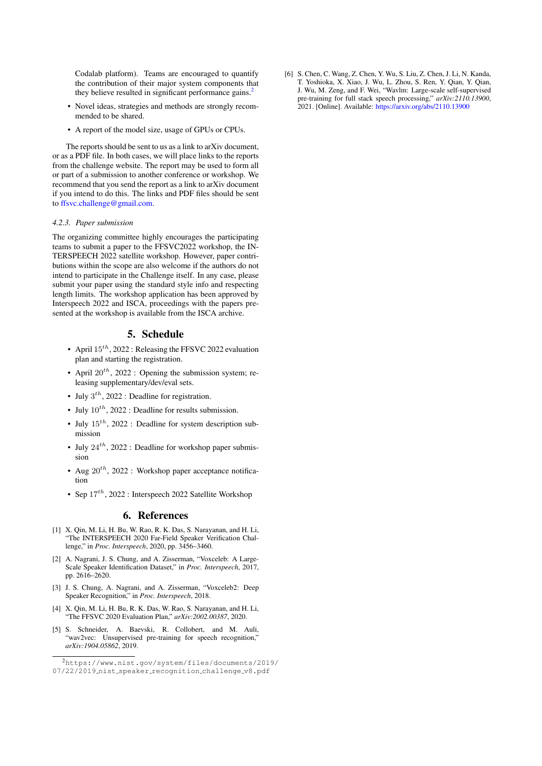Codalab platform). Teams are encouraged to quantify the contribution of their major system components that they believe resulted in significant performance gains.[2]

- Novel ideas, strategies and methods are strongly recommended to be shared.
- A report of the model size, usage of GPUs or CPUs.

The reports should be sent to us as a link to arXiv document, or as a PDF file. In both cases, we will place links to the reports from the challenge website. The report may be used to form all or part of a submission to another conference or workshop. We recommend that you send the report as a link to arXiv document if you intend to do this. The links and PDF files should be sent to ffsvc.challenge@gmail.com.

#### 4.2.3. Paper submission

The organizing committee highly encourages the participating teams to submit a paper to the FFSVC2022 workshop, the INTERSPEECH 2022 satellite workshop. However, paper contributions within the scope are also welcome if the authors do not intend to participate in the Challenge itself. In any case, please submit your paper using the standard style info and respecting length limits. The workshop application has been approved by Interspeech 2022 and ISCA, proceedings with the papers presented at the workshop is available from the ISCA archive.

## 5. Schedule

- April $15^{th}$, 2022 : Releasing the FFSVC 2022 evaluation plan and starting the registration.
- April $20^{th}$, 2022 : Opening the submission system; releasing supplementary/dev/eval sets.
- July $3^{th}$, 2022 : Deadline for registration.
- July $10^{th}$, 2022 : Deadline for results submission.
- July $15^{th}$, 2022 : Deadline for system description submission
- July $24^{th}$, 2022 : Deadline for workshop paper submission
- Aug $20^{th}$, 2022 : Workshop paper acceptance notification
- Sep $17^{th}$, 2022 : Interspeech 2022 Satellite Workshop

## 6. References

[1] X. Qin, M. Li, H. Bu, W. Rao, R. K. Das, S. Narayanan, and H. Li, "The INTERSPEECH 2020 Far-Field Speaker Verification Challenge," in *Proc. Interspeech*, 2020, pp. 3456–3460.

[2] A. Nagrani, J. S. Chung, and A. Zisserman, "Voxceleb: A Large-Scale Speaker Identification Dataset," in *Proc. Interspeech*, 2017, pp. 2616–2620.

[3] J. S. Chung, A. Nagrani, and A. Zisserman, "Voxceleb2: Deep Speaker Recognition," in *Proc. Interspeech*, 2018.

[4] X. Qin, M. Li, H. Bu, R. K. Das, W. Rao, S. Narayanan, and H. Li, "The FFSVC 2020 Evaluation Plan," *arXiv:2002.00387*, 2020.

[5] S. Schneider, A. Baevski, R. Collobert, and M. Auli, "wav2vec: Unsupervised pre-training for speech recognition," *arXiv:1904.05862*, 2019.

[6] S. Chen, C. Wang, Z. Chen, Y. Wu, S. Liu, Z. Chen, J. Li, N. Kanda, T. Yoshioka, X. Xiao, J. Wu, L. Zhou, S. Ren, Y. Qian, Y. Qian, J. Wu, M. Zeng, and F. Wei, "Wavlm: Large-scale self-supervised pre-training for full stack speech processing," *arXiv:2110.13900*, 2021. [Online]. Available: https://arxiv.org/abs/2110.13900

[2] https://www.nist.gov/system/files/documents/2019/07/22/2019_nist_speaker_recognition_challenge_v8.pdf